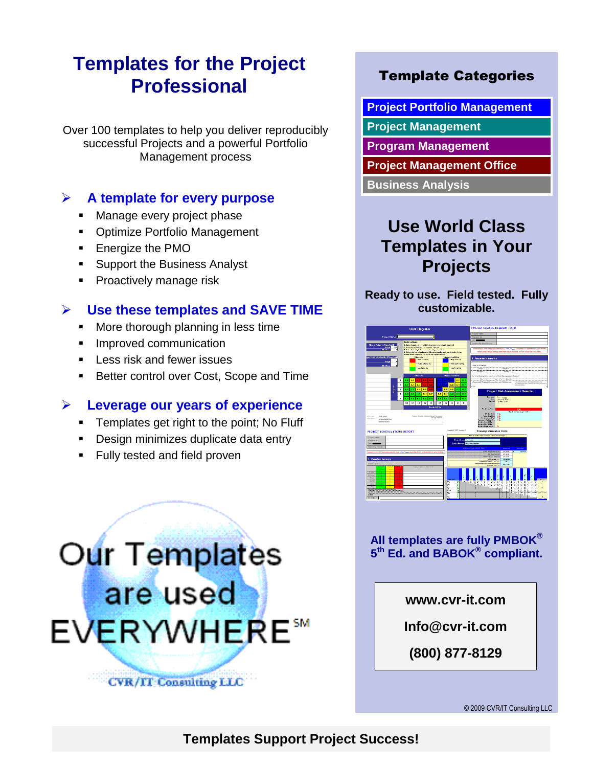# Templates for the Project Professional

Over 100 templates to help you deliver reproducibly successful Projects and a powerful Portfolio Management process

## A template for every purpose

- Manage every project phase
- Optimize Portfolio Management
- Energize the PMO
- Support the Business Analyst
- Proactively manage risk

## Use these templates and SAVE TIME

- More thorough planning in less time
- Improved communication
- Less risk and fewer issues
- Better control over Cost, Scope and Time

## Leverage our years of experience

- Templates get right to the point; No Fluff
- Design minimizes duplicate data entry
- Fully tested and field proven

Our Templates are used EVERYWHERE℠

CVR/IT Consulting LLC

## Template Categories

- Project Portfolio Management
- Project Management
- Program Management
- Project Management Office
- Business Analysis

## Use World Class Templates in Your Projects

**Ready to use. Field tested. Fully customizable.**

**All templates are fully PMBOK® 5th Ed. and BABOK® compliant.**

**www.cvr-it.com**

**Info@cvr-it.com**

**(800) 877-8129**

© 2009 CVR/IT Consulting LLC

**Templates Support Project Success!**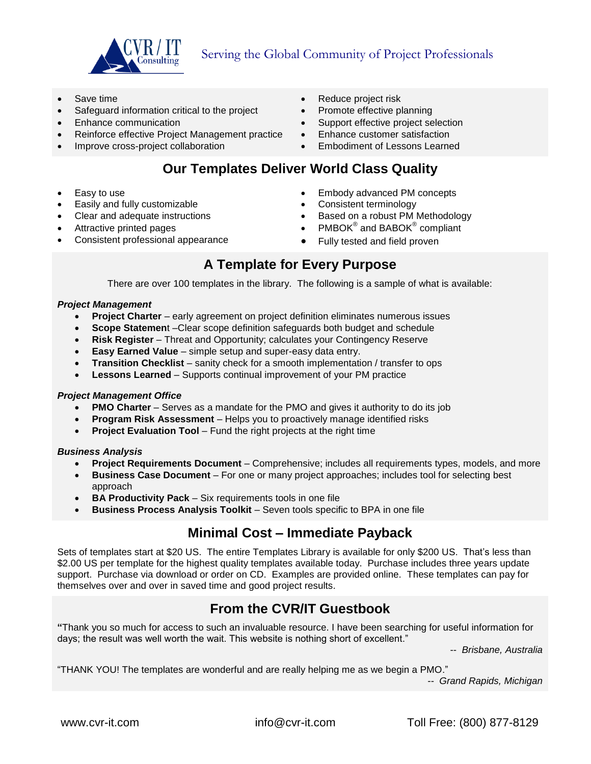CVR / IT Consulting

Serving the Global Community of Project Professionals

- Save time
- Safeguard information critical to the project
- Enhance communication
- Reinforce effective Project Management practice
- Improve cross-project collaboration
- Reduce project risk
- Promote effective planning
- Support effective project selection
- Enhance customer satisfaction
- Embodiment of Lessons Learned

## Our Templates Deliver World Class Quality

- Easy to use
- Easily and fully customizable
- Clear and adequate instructions
- Attractive printed pages
- Consistent professional appearance
- Embody advanced PM concepts
- Consistent terminology
- Based on a robust PM Methodology
- PMBOK® and BABOK® compliant
- Fully tested and field proven

## A Template for Every Purpose

There are over 100 templates in the library. The following is a sample of what is available:

***Project Management***

- **Project Charter** – early agreement on project definition eliminates numerous issues
- **Scope Statemen**t –Clear scope definition safeguards both budget and schedule
- **Risk Register** – Threat and Opportunity; calculates your Contingency Reserve
- **Easy Earned Value** – simple setup and super-easy data entry.
- **Transition Checklist** – sanity check for a smooth implementation / transfer to ops
- **Lessons Learned** – Supports continual improvement of your PM practice

***Project Management Office***

- **PMO Charter** – Serves as a mandate for the PMO and gives it authority to do its job
- **Program Risk Assessment** – Helps you to proactively manage identified risks
- **Project Evaluation Tool** – Fund the right projects at the right time

***Business Analysis***

- **Project Requirements Document** – Comprehensive; includes all requirements types, models, and more
- **Business Case Document** – For one or many project approaches; includes tool for selecting best approach
- **BA Productivity Pack** – Six requirements tools in one file
- **Business Process Analysis Toolkit** – Seven tools specific to BPA in one file

## Minimal Cost – Immediate Payback

Sets of templates start at $20 US. The entire Templates Library is available for only $200 US. That's less than $2.00 US per template for the highest quality templates available today. Purchase includes three years update support. Purchase via download or order on CD. Examples are provided online. These templates can pay for themselves over and over in saved time and good project results.

## From the CVR/IT Guestbook

**"**Thank you so much for access to such an invaluable resource. I have been searching for useful information for days; the result was well worth the wait. This website is nothing short of excellent."

-- *Brisbane, Australia*

"THANK YOU! The templates are wonderful and are really helping me as we begin a PMO."

-- *Grand Rapids, Michigan*

www.cvr-it.com info@cvr-it.com Toll Free: (800) 877-8129